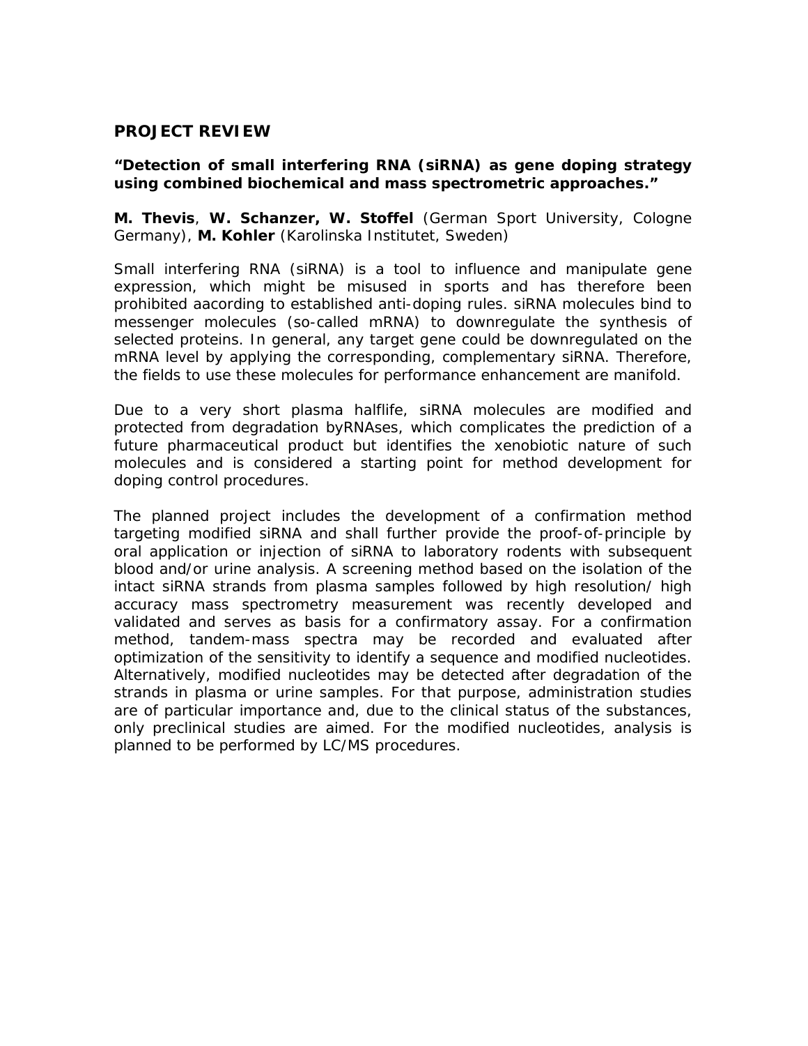# PROJECT REVIEW

**"Detection of small interfering RNA (siRNA) as gene doping strategy using combined biochemical and mass spectrometric approaches."**

**M. Thevis**, **W. Schanzer, W. Stoffel** (German Sport University, Cologne Germany), **M. Kohler** (Karolinska Institutet, Sweden)

Small interfering RNA (siRNA) is a tool to influence and manipulate gene expression, which might be misused in sports and has therefore been prohibited aacording to established anti-doping rules. siRNA molecules bind to messenger molecules (so-called mRNA) to downregulate the synthesis of selected proteins. In general, any target gene could be downregulated on the mRNA level by applying the corresponding, complementary siRNA. Therefore, the fields to use these molecules for performance enhancement are manifold.

Due to a very short plasma halflife, siRNA molecules are modified and protected from degradation byRNAses, which complicates the prediction of a future pharmaceutical product but identifies the xenobiotic nature of such molecules and is considered a starting point for method development for doping control procedures.

The planned project includes the development of a confirmation method targeting modified siRNA and shall further provide the proof-of-principle by oral application or injection of siRNA to laboratory rodents with subsequent blood and/or urine analysis. A screening method based on the isolation of the intact siRNA strands from plasma samples followed by high resolution/ high accuracy mass spectrometry measurement was recently developed and validated and serves as basis for a confirmatory assay. For a confirmation method, tandem-mass spectra may be recorded and evaluated after optimization of the sensitivity to identify a sequence and modified nucleotides. Alternatively, modified nucleotides may be detected after degradation of the strands in plasma or urine samples. For that purpose, administration studies are of particular importance and, due to the clinical status of the substances, only preclinical studies are aimed. For the modified nucleotides, analysis is planned to be performed by LC/MS procedures.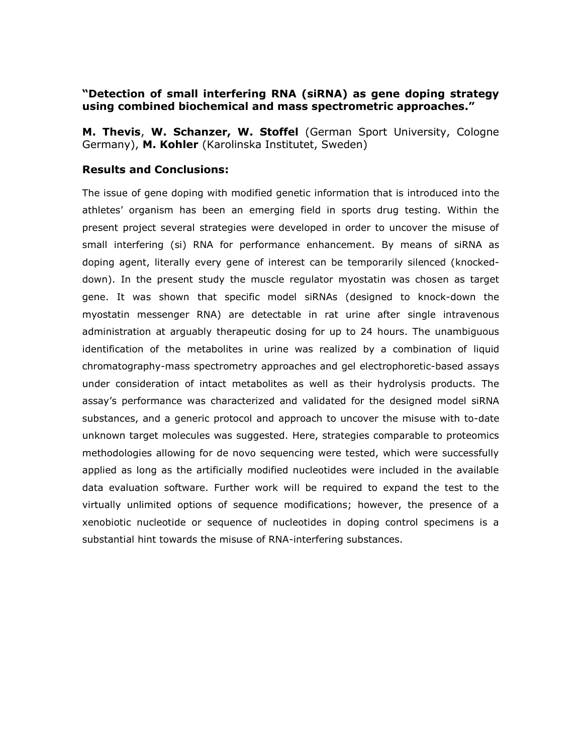### "Detection of small interfering RNA (siRNA) as gene doping strategy using combined biochemical and mass spectrometric approaches."

**M. Thevis**, **W. Schanzer, W. Stoffel** (German Sport University, Cologne Germany), **M. Kohler** (Karolinska Institutet, Sweden)

### Results and Conclusions:

The issue of gene doping with modified genetic information that is introduced into the athletes' organism has been an emerging field in sports drug testing. Within the present project several strategies were developed in order to uncover the misuse of small interfering (si) RNA for performance enhancement. By means of siRNA as doping agent, literally every gene of interest can be temporarily silenced (knocked-down). In the present study the muscle regulator myostatin was chosen as target gene. It was shown that specific model siRNAs (designed to knock-down the myostatin messenger RNA) are detectable in rat urine after single intravenous administration at arguably therapeutic dosing for up to 24 hours. The unambiguous identification of the metabolites in urine was realized by a combination of liquid chromatography-mass spectrometry approaches and gel electrophoretic-based assays under consideration of intact metabolites as well as their hydrolysis products. The assay's performance was characterized and validated for the designed model siRNA substances, and a generic protocol and approach to uncover the misuse with to-date unknown target molecules was suggested. Here, strategies comparable to proteomics methodologies allowing for de novo sequencing were tested, which were successfully applied as long as the artificially modified nucleotides were included in the available data evaluation software. Further work will be required to expand the test to the virtually unlimited options of sequence modifications; however, the presence of a xenobiotic nucleotide or sequence of nucleotides in doping control specimens is a substantial hint towards the misuse of RNA-interfering substances.